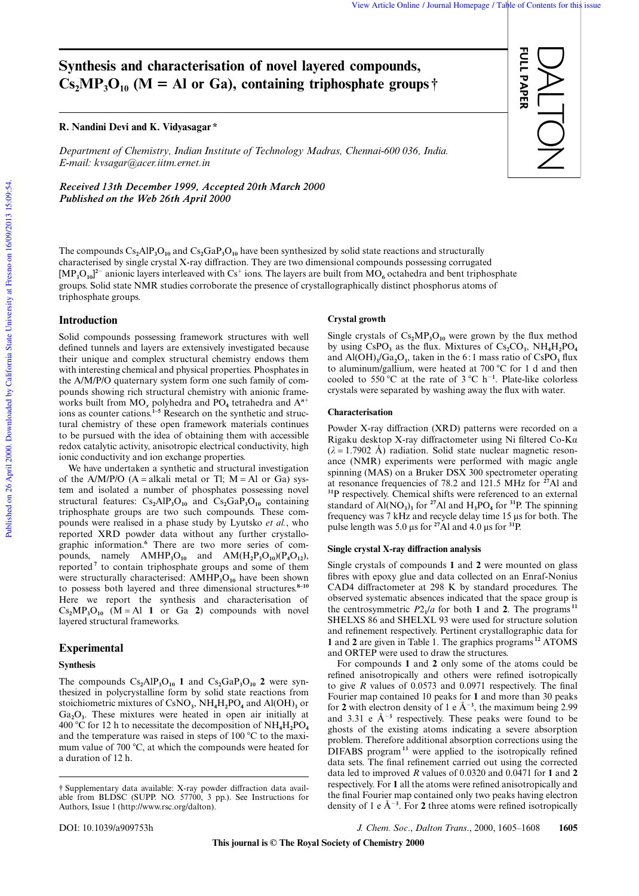# Synthesis and characterisation of novel layered compounds, $Cs_2MP_3O_{10}$ (M = Al or Ga), containing triphosphate groups †

**R. Nandini Devi and K. Vidyasagar \***

*Department of Chemistry, Indian Institute of Technology Madras, Chennai-600 036, India. E-mail: kvsagar@acer.iitm.ernet.in*

***Received 13th December 1999, Accepted 20th March 2000***
***Published on the Web 26th April 2000***

The compounds $Cs_2AlP_3O_{10}$ and $Cs_2GaP_3O_{10}$ have been synthesized by solid state reactions and structurally characterised by single crystal X-ray diffraction. They are two dimensional compounds possessing corrugated $[MP_3O_{10}]^{2-}$ anionic layers interleaved with $Cs^+$ ions. The layers are built from $MO_6$ octahedra and bent triphosphate groups. Solid state NMR studies corroborate the presence of crystallographically distinct phosphorus atoms of triphosphate groups.

## Introduction

Solid compounds possessing framework structures with well defined tunnels and layers are extensively investigated because their unique and complex structural chemistry endows them with interesting chemical and physical properties. Phosphates in the A/M/P/O quaternary system form one such family of compounds showing rich structural chemistry with anionic frameworks built from $MO_x$ polyhedra and $PO_4$ tetrahedra and $A^{n+}$ ions as counter cations.[1–5] Research on the synthetic and structural chemistry of these open framework materials continues to be pursued with the idea of obtaining them with accessible redox catalytic activity, anisotropic electrical conductivity, high ionic conductivity and ion exchange properties.

We have undertaken a synthetic and structural investigation of the A/M/P/O (A = alkali metal or Tl; M = Al or Ga) system and isolated a number of phosphates possessing novel structural features: $Cs_2AlP_3O_{10}$ and $Cs_2GaP_3O_{10}$ containing triphosphate groups are two such compounds. These compounds were realised in a phase study by Lyutsko *et al.*, who reported XRD powder data without any further crystallographic information.[6] There are two more series of compounds, namely $AMHP_3O_{10}$ and $AM(H_2P_3O_{10})(P_4O_{12})$, reported[7] to contain triphosphate groups and some of them were structurally characterised: $AMHP_3O_{10}$ have been shown to possess both layered and three dimensional structures.[8–10] Here we report the synthesis and characterisation of $Cs_2MP_3O_{10}$ (M = Al **1** or Ga **2**) compounds with novel layered structural frameworks.

## Experimental

### Synthesis

The compounds $Cs_2AlP_3O_{10}$ **1** and $Cs_2GaP_3O_{10}$ **2** were synthesized in polycrystalline form by solid state reactions from stoichiometric mixtures of $CsNO_3$, $NH_4H_2PO_4$ and $Al(OH)_3$ or $Ga_2O_3$. These mixtures were heated in open air initially at 400 °C for 12 h to necessitate the decomposition of $NH_4H_2PO_4$ and the temperature was raised in steps of 100 °C to the maximum value of 700 °C, at which the compounds were heated for a duration of 12 h.

### Crystal growth

Single crystals of $Cs_2MP_3O_{10}$ were grown by the flux method by using $CsPO_3$ as the flux. Mixtures of $Cs_2CO_3$, $NH_4H_2PO_4$ and $Al(OH)_3/Ga_2O_3$, taken in the 6:1 mass ratio of $CsPO_3$ flux to aluminum/gallium, were heated at 700 °C for 1 d and then cooled to 550 °C at the rate of 3 °C $h^{-1}$. Plate-like colorless crystals were separated by washing away the flux with water.

### Characterisation

Powder X-ray diffraction (XRD) patterns were recorded on a Rigaku desktop X-ray diffractometer using Ni filtered Co-Kα ($\lambda$ = 1.7902 Å) radiation. Solid state nuclear magnetic resonance (NMR) experiments were performed with magic angle spinning (MAS) on a Bruker DSX 300 spectrometer operating at resonance frequencies of 78.2 and 121.5 MHz for $^{27}Al$ and $^{31}P$ respectively. Chemical shifts were referenced to an external standard of $Al(NO_3)_3$ for $^{27}Al$ and $H_3PO_4$ for $^{31}P$. The spinning frequency was 7 kHz and recycle delay time 15 µs for both. The pulse length was 5.0 µs for $^{27}Al$ and 4.0 µs for $^{31}P$.

### Single crystal X-ray diffraction analysis

Single crystals of compounds **1** and **2** were mounted on glass fibres with epoxy glue and data collected on an Enraf-Nonius CAD4 diffractometer at 298 K by standard procedures. The observed systematic absences indicated that the space group is the centrosymmetric $P2_1/a$ for both **1** and **2**. The programs[11] SHELXS 86 and SHELXL 93 were used for structure solution and refinement respectively. Pertinent crystallographic data for **1** and **2** are given in Table 1. The graphics programs[12] ATOMS and ORTEP were used to draw the structures.

For compounds **1** and **2** only some of the atoms could be refined anisotropically and others were refined isotropically to give *R* values of 0.0573 and 0.0971 respectively. The final Fourier map contained 10 peaks for **1** and more than 30 peaks for **2** with electron density of 1 e $Å^{-3}$, the maximum being 2.99 and 3.31 e $Å^{-3}$ respectively. These peaks were found to be ghosts of the existing atoms indicating a severe absorption problem. Therefore additional absorption corrections using the DIFABS program[13] were applied to the isotropically refined data sets. The final refinement carried out using the corrected data led to improved *R* values of 0.0320 and 0.0471 for **1** and **2** respectively. For **1** all the atoms were refined anisotropically and the final Fourier map contained only two peaks having electron density of 1 e $Å^{-3}$. For **2** three atoms were refined isotropically

† Supplementary data available: X-ray powder diffraction data available from BLDSC (SUPP. NO. 57700, 3 pp.). See Instructions for Authors, Issue 1 (http://www.rsc.org/dalton).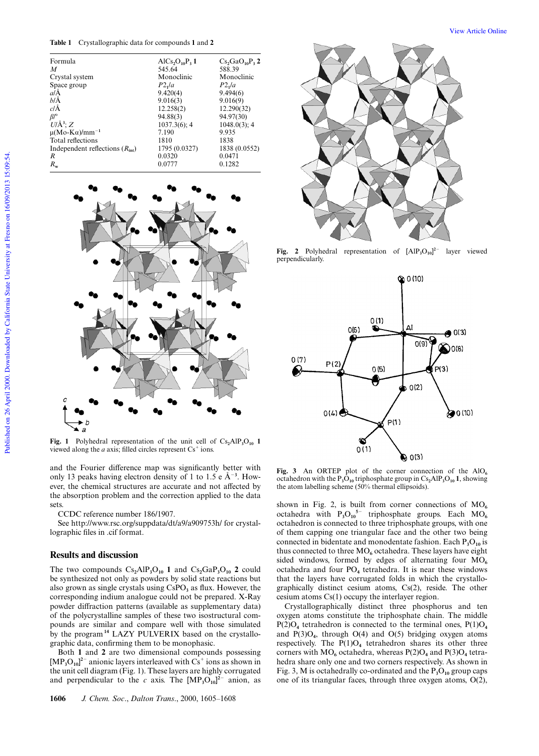**Table 1** Crystallographic data for compounds **1** and **2**

| | | |
|---|---|---|
| Formula | $AlCs_2O_{10}P_3$ **1** | $Cs_2GaO_{10}P_3$ **2** |
| $M$ | 545.64 | 588.39 |
| Crystal system | Monoclinic | Monoclinic |
| Space group | $P2_1/a$ | $P2_1/a$ |
| $a$/Å | 9.420(4) | 9.494(6) |
| $b$/Å | 9.016(3) | 9.016(9) |
| $c$/Å | 12.258(2) | 12.290(32) |
| $\beta$/° | 94.88(3) | 94.97(30) |
| $U$/Å$^3$; $Z$ | 1037.3(6); 4 | 1048.0(3); 4 |
| $\mu$(Mo-K$\alpha$)/mm$^{-1}$ | 7.190 | 9.935 |
| Total reflections | 1810 | 1838 |
| Independent reflections ($R_{int}$) | 1795 (0.0327) | 1838 (0.0552) |
| $R$ | 0.0320 | 0.0471 |
| $R_w$ | 0.0777 | 0.1282 |

**Fig. 1** Polyhedral representation of the unit cell of $Cs_2AlP_3O_{10}$ **1** viewed along the $a$ axis; filled circles represent $Cs^+$ ions.

and the Fourier difference map was significantly better with only 13 peaks having electron density of 1 to 1.5 e Å$^{-3}$. However, the chemical structures are accurate and not affected by the absorption problem and the correction applied to the data sets.

CCDC reference number 186/1907.

See http://www.rsc.org/suppdata/dt/a9/a909753h/ for crystallographic files in .cif format.

## Results and discussion

The two compounds $Cs_2AlP_3O_{10}$ **1** and $Cs_2GaP_3O_{10}$ **2** could be synthesized not only as powders by solid state reactions but also grown as single crystals using $CsPO_3$ as flux. However, the corresponding indium analogue could not be prepared. X-Ray powder diffraction patterns (available as supplementary data) of the polycrystalline samples of these two isostructural compounds are similar and compare well with those simulated by the program[14] LAZY PULVERIX based on the crystallographic data, confirming them to be monophasic.

Both **1** and **2** are two dimensional compounds possessing $[MP_3O_{10}]^{2-}$ anionic layers interleaved with $Cs^+$ ions as shown in the unit cell diagram (Fig. 1). These layers are highly corrugated and perpendicular to the $c$ axis. The $[MP_3O_{10}]^{2-}$ anion, as shown in Fig. 2, is built from corner connections of $MO_6$ octahedra with $P_3O_{10}^{5-}$ triphosphate groups. Each $MO_6$ octahedron is connected to three triphosphate groups, with one of them capping one triangular face and the other two being connected in bidentate and monodentate fashion. Each $P_3O_{10}$ is thus connected to three $MO_6$ octahedra. These layers have eight sided windows, formed by edges of alternating four $MO_6$ octahedra and four $PO_4$ tetrahedra. It is near these windows that the layers have corrugated folds in which the crystallographically distinct cesium atoms, Cs(2), reside. The other cesium atoms Cs(1) occupy the interlayer region.

**Fig. 2** Polyhedral representation of $[AlP_3O_{10}]^{2-}$ layer viewed perpendicularly.

**Fig. 3** An ORTEP plot of the corner connection of the $AlO_6$ octahedron with the $P_3O_{10}$ triphosphate group in $Cs_2AlP_3O_{10}$ **1**, showing the atom labelling scheme (50% thermal ellipsoids).

Crystallographically distinct three phosphorus and ten oxygen atoms constitute the triphosphate chain. The middle $P(2)O_4$ tetrahedron is connected to the terminal ones, $P(1)O_4$ and $P(3)O_4$, through O(4) and O(5) bridging oxygen atoms respectively. The $P(1)O_4$ tetrahedron shares its other three corners with $MO_6$ octahedra, whereas $P(2)O_4$ and $P(3)O_4$ tetrahedra share only one and two corners respectively. As shown in Fig. 3, M is octahedrally co-ordinated and the $P_3O_{10}$ group caps one of its triangular faces, through three oxygen atoms, O(2),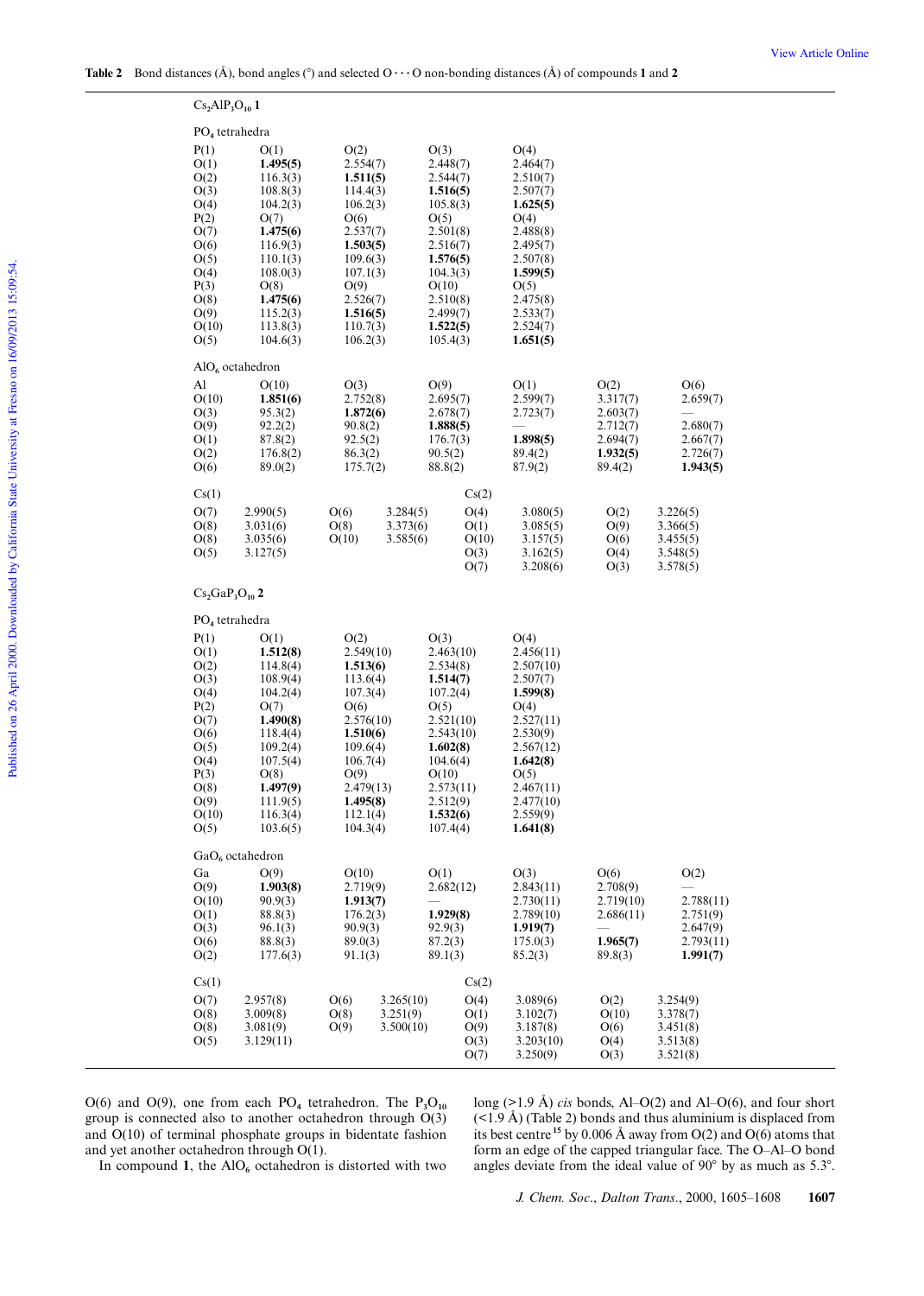**Table 2** Bond distances (Å), bond angles (°) and selected O···O non-bonding distances (Å) of compounds **1** and **2**

$Cs_2AlP_3O_{10}$ **1**

PO$_4$ tetrahedra

| P(1) | O(1) | O(2) | O(3) | O(4) |
|---|---|---|---|---|
| O(1) | **1.495(5)** | 2.554(7) | 2.448(7) | 2.464(7) |
| O(2) | 116.3(3) | **1.511(5)** | 2.544(7) | 2.510(7) |
| O(3) | 108.8(3) | 114.4(3) | **1.516(5)** | 2.507(7) |
| O(4) | 104.2(3) | 106.2(3) | 105.8(3) | **1.625(5)** |
| P(2) | O(7) | O(6) | O(5) | O(4) |
| O(7) | **1.475(6)** | 2.537(7) | 2.501(8) | 2.488(8) |
| O(6) | 116.9(3) | **1.503(5)** | 2.516(7) | 2.495(7) |
| O(5) | 110.1(3) | 109.6(3) | **1.576(5)** | 2.507(8) |
| O(4) | 108.0(3) | 107.1(3) | 104.3(3) | **1.599(5)** |
| P(3) | O(8) | O(9) | O(10) | O(5) |
| O(8) | **1.475(6)** | 2.526(7) | 2.510(8) | 2.475(8) |
| O(9) | 115.2(3) | **1.516(5)** | 2.499(7) | 2.533(7) |
| O(10) | 113.8(3) | 110.7(3) | **1.522(5)** | 2.524(7) |
| O(5) | 104.6(3) | 106.2(3) | 105.4(3) | **1.651(5)** |

AlO$_6$ octahedron

| Al | O(10) | O(3) | O(9) | O(1) | O(2) | O(6) |
|---|---|---|---|---|---|---|
| O(10) | **1.851(6)** | 2.752(8) | 2.695(7) | 2.599(7) | 3.317(7) | 2.659(7) |
| O(3) | 95.3(2) | **1.872(6)** | 2.678(7) | 2.723(7) | 2.603(7) | — |
| O(9) | 92.2(2) | 90.8(2) | **1.888(5)** | — | 2.712(7) | 2.680(7) |
| O(1) | 87.8(2) | 92.5(2) | 176.7(3) | **1.898(5)** | 2.694(7) | 2.667(7) |
| O(2) | 176.8(2) | 86.3(2) | 90.5(2) | 89.4(2) | **1.932(5)** | 2.726(7) |
| O(6) | 89.0(2) | 175.7(2) | 88.8(2) | 87.9(2) | 89.4(2) | **1.943(5)** |

| Cs(1) | | | | Cs(2) | | | |
|---|---|---|---|---|---|---|---|
| O(7) | 2.990(5) | O(6) | 3.284(5) | O(4) | 3.080(5) | O(2) | 3.226(5) |
| O(8) | 3.031(6) | O(8) | 3.373(6) | O(1) | 3.085(5) | O(9) | 3.366(5) |
| O(8) | 3.035(6) | O(10) | 3.585(6) | O(10) | 3.157(5) | O(6) | 3.455(5) |
| O(5) | 3.127(5) | | | O(3) | 3.162(5) | O(4) | 3.548(5) |
| | | | | O(7) | 3.208(6) | O(3) | 3.578(5) |

$Cs_2GaP_3O_{10}$ **2**

PO$_4$ tetrahedra

| P(1) | O(1) | O(2) | O(3) | O(4) |
|---|---|---|---|---|
| O(1) | **1.512(8)** | 2.549(10) | 2.463(10) | 2.456(11) |
| O(2) | 114.8(4) | **1.513(6)** | 2.534(8) | 2.507(10) |
| O(3) | 108.9(4) | 113.6(4) | **1.514(7)** | 2.507(7) |
| O(4) | 104.2(4) | 107.3(4) | 107.2(4) | **1.599(8)** |
| P(2) | O(7) | O(6) | O(5) | O(4) |
| O(7) | **1.490(8)** | 2.576(10) | 2.521(10) | 2.527(11) |
| O(6) | 118.4(4) | **1.510(6)** | 2.543(10) | 2.530(9) |
| O(5) | 109.2(4) | 109.6(4) | **1.602(8)** | 2.567(12) |
| O(4) | 107.5(4) | 106.7(4) | 104.6(4) | **1.642(8)** |
| P(3) | O(8) | O(9) | O(10) | O(5) |
| O(8) | **1.497(9)** | 2.479(13) | 2.573(11) | 2.467(11) |
| O(9) | 111.9(5) | **1.495(8)** | 2.512(9) | 2.477(10) |
| O(10) | 116.3(4) | 112.1(4) | **1.532(6)** | 2.559(9) |
| O(5) | 103.6(5) | 104.3(4) | 107.4(4) | **1.641(8)** |

GaO$_6$ octahedron

| Ga | O(9) | O(10) | O(1) | O(3) | O(6) | O(2) |
|---|---|---|---|---|---|---|
| O(9) | **1.903(8)** | 2.719(9) | 2.682(12) | 2.843(11) | 2.708(9) | — |
| O(10) | 90.9(3) | **1.913(7)** | — | 2.730(11) | 2.719(10) | 2.788(11) |
| O(1) | 88.8(3) | 176.2(3) | **1.929(8)** | 2.789(10) | 2.686(11) | 2.751(9) |
| O(3) | 96.1(3) | 90.9(3) | 92.9(3) | **1.919(7)** | — | 2.647(9) |
| O(6) | 88.8(3) | 89.0(3) | 87.2(3) | 175.0(3) | **1.965(7)** | 2.793(11) |
| O(2) | 177.6(3) | 91.1(3) | 89.1(3) | 85.2(3) | 89.8(3) | **1.991(7)** |

| Cs(1) | | | | Cs(2) | | | |
|---|---|---|---|---|---|---|---|
| O(7) | 2.957(8) | O(6) | 3.265(10) | O(4) | 3.089(6) | O(2) | 3.254(9) |
| O(8) | 3.009(8) | O(8) | 3.251(9) | O(1) | 3.102(7) | O(10) | 3.378(7) |
| O(8) | 3.081(9) | O(9) | 3.500(10) | O(9) | 3.187(8) | O(6) | 3.451(8) |
| O(5) | 3.129(11) | | | O(3) | 3.203(10) | O(4) | 3.513(8) |
| | | | | O(7) | 3.250(9) | O(3) | 3.521(8) |

O(6) and O(9), one from each PO$_4$ tetrahedron. The $P_3O_{10}$ group is connected also to another octahedron through O(3) and O(10) of terminal phosphate groups in bidentate fashion and yet another octahedron through O(1).

In compound **1**, the AlO$_6$ octahedron is distorted with two long (>1.9 Å) *cis* bonds, Al–O(2) and Al–O(6), and four short (<1.9 Å) (Table 2) bonds and thus aluminium is displaced from its best centre[15] by 0.006 Å away from O(2) and O(6) atoms that form an edge of the capped triangular face. The O–Al–O bond angles deviate from the ideal value of 90° by as much as 5.3°.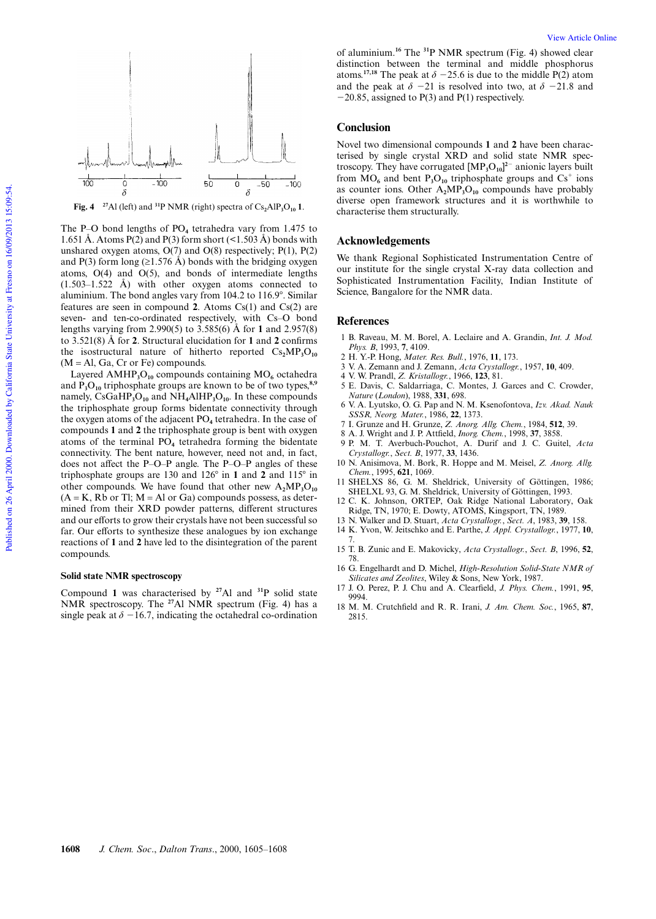100
0
−100
δ

50
0
−50
−100
δ

**Fig. 4** $^{27}$Al (left) and $^{31}$P NMR (right) spectra of $Cs_2AlP_3O_{10}$ **1**.

The P–O bond lengths of $PO_4$ tetrahedra vary from 1.475 to 1.651 Å. Atoms P(2) and P(3) form short (<1.503 Å) bonds with unshared oxygen atoms, O(7) and O(8) respectively; P(1), P(2) and P(3) form long (≥1.576 Å) bonds with the bridging oxygen atoms, O(4) and O(5), and bonds of intermediate lengths (1.503–1.522 Å) with other oxygen atoms connected to aluminium. The bond angles vary from 104.2 to 116.9°. Similar features are seen in compound **2**. Atoms Cs(1) and Cs(2) are seven- and ten-co-ordinated respectively, with Cs–O bond lengths varying from 2.990(5) to 3.585(6) Å for **1** and 2.957(8) to 3.521(8) Å for **2**. Structural elucidation for **1** and **2** confirms the isostructural nature of hitherto reported $Cs_2MP_3O_{10}$ (M = Al, Ga, Cr or Fe) compounds.

Layered $AMHP_3O_{10}$ compounds containing $MO_6$ octahedra and $P_3O_{10}$ triphosphate groups are known to be of two types,[8,9] namely, $CsGaHP_3O_{10}$ and $NH_4AlHP_3O_{10}$. In these compounds the triphosphate group forms bidentate connectivity through the oxygen atoms of the adjacent $PO_4$ tetrahedra. In the case of compounds **1** and **2** the triphosphate group is bent with oxygen atoms of the terminal $PO_4$ tetrahedra forming the bidentate connectivity. The bent nature, however, need not and, in fact, does not affect the P–O–P angle. The P–O–P angles of these triphosphate groups are 130 and 126° in **1** and **2** and 115° in other compounds. We have found that other new $A_2MP_3O_{10}$ (A = K, Rb or Tl; M = Al or Ga) compounds possess, as determined from their XRD powder patterns, different structures and our efforts to grow their crystals have not been successful so far. Our efforts to synthesize these analogues by ion exchange reactions of **1** and **2** have led to the disintegration of the parent compounds.

### Solid state NMR spectroscopy

Compound **1** was characterised by $^{27}$Al and $^{31}$P solid state NMR spectroscopy. The $^{27}$Al NMR spectrum (Fig. 4) has a single peak at $\delta$ −16.7, indicating the octahedral co-ordination of aluminium.[16] The $^{31}$P NMR spectrum (Fig. 4) showed clear distinction between the terminal and middle phosphorus atoms.[17,18] The peak at $\delta$ −25.6 is due to the middle P(2) atom and the peak at $\delta$ −21 is resolved into two, at $\delta$ −21.8 and −20.85, assigned to P(3) and P(1) respectively.

## Conclusion

Novel two dimensional compounds **1** and **2** have been characterised by single crystal XRD and solid state NMR spectroscopy. They have corrugated $[MP_3O_{10}]^{2-}$ anionic layers built from $MO_6$ and bent $P_3O_{10}$ triphosphate groups and $Cs^+$ ions as counter ions. Other $A_2MP_3O_{10}$ compounds have probably diverse open framework structures and it is worthwhile to characterise them structurally.

## Acknowledgements

We thank Regional Sophisticated Instrumentation Centre of our institute for the single crystal X-ray data collection and Sophisticated Instrumentation Facility, Indian Institute of Science, Bangalore for the NMR data.

## References

1. B. Raveau, M. M. Borel, A. Leclaire and A. Grandin, *Int. J. Mod. Phys. B*, 1993, **7**, 4109.
2. H. Y.-P. Hong, *Mater. Res. Bull.*, 1976, **11**, 173.
3. V. A. Zemann and J. Zemann, *Acta Crystallogr.*, 1957, **10**, 409.
4. V. W. Prandl, *Z. Kristallogr.*, 1966, **123**, 81.
5. E. Davis, C. Saldarriaga, C. Montes, J. Garces and C. Crowder, *Nature (London)*, 1988, **331**, 698.
6. V. A. Lyutsko, O. G. Pap and N. M. Ksenofontova, *Izv. Akad. Nauk SSSR, Neorg. Mater.*, 1986, **22**, 1373.
7. I. Grunze and H. Grunze, *Z. Anorg. Allg. Chem.*, 1984, **512**, 39.
8. A. J. Wright and J. P. Attfield, *Inorg. Chem.*, 1998, **37**, 3858.
9. P. M. T. Averbuch-Pouchot, A. Durif and J. C. Guitel, *Acta Crystallogr., Sect. B*, 1977, **33**, 1436.
10. N. Anisimova, M. Bork, R. Hoppe and M. Meisel, *Z. Anorg. Allg. Chem.*, 1995, **621**, 1069.
11. SHELXS 86, G. M. Sheldrick, University of Göttingen, 1986; SHELXL 93, G. M. Sheldrick, University of Göttingen, 1993.
12. C. K. Johnson, ORTEP, Oak Ridge National Laboratory, Oak Ridge, TN, 1970; E. Dowty, ATOMS, Kingsport, TN, 1989.
13. N. Walker and D. Stuart, *Acta Crystallogr., Sect. A*, 1983, **39**, 158.
14. K. Yvon, W. Jeitschko and E. Parthe, *J. Appl. Crystallogr.*, 1977, **10**, 7.
15. T. B. Zunic and E. Makovicky, *Acta Crystallogr., Sect. B*, 1996, **52**, 78.
16. G. Engelhardt and D. Michel, *High-Resolution Solid-State NMR of Silicates and Zeolites*, Wiley & Sons, New York, 1987.
17. J. O. Perez, P. J. Chu and A. Clearfield, *J. Phys. Chem.*, 1991, **95**, 9994.
18. M. M. Crutchfield and R. R. Irani, *J. Am. Chem. Soc.*, 1965, **87**, 2815.